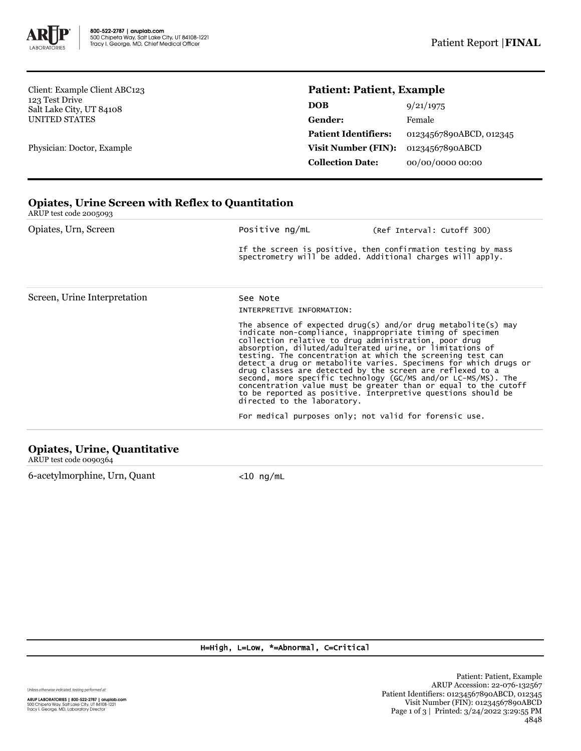800-522-2787 | aruplab.com
500 Chipeta Way, Salt Lake City, UT 84108-1221
Tracy I. George, MD, Chief Medical Officer

Patient Report | **FINAL**

Client: Example Client ABC123
123 Test Drive
Salt Lake City, UT 84108
UNITED STATES

Physician: Doctor, Example

**Patient: Patient, Example**

| | |
|---|---|
| **DOB** | 9/21/1975 |
| **Gender:** | Female |
| **Patient Identifiers:** | 01234567890ABCD, 012345 |
| **Visit Number (FIN):** | 01234567890ABCD |
| **Collection Date:** | 00/00/0000 00:00 |

## Opiates, Urine Screen with Reflex to Quantitation

ARUP test code 2005093

| | | |
|---|---|---|
| Opiates, Urn, Screen | Positive ng/mL | (Ref Interval: Cutoff 300) |

If the screen is positive, then confirmation testing by mass spectrometry will be added. Additional charges will apply.

Screen, Urine Interpretation — See Note

INTERPRETIVE INFORMATION:

The absence of expected drug(s) and/or drug metabolite(s) may indicate non-compliance, inappropriate timing of specimen collection relative to drug administration, poor drug absorption, diluted/adulterated urine, or limitations of testing. The concentration at which the screening test can detect a drug or metabolite varies. Specimens for which drugs or drug classes are detected by the screen are reflexed to a second, more specific technology (GC/MS and/or LC-MS/MS). The concentration value must be greater than or equal to the cutoff to be reported as positive. Interpretive questions should be directed to the laboratory.

For medical purposes only; not valid for forensic use.

## Opiates, Urine, Quantitative

ARUP test code 0090364

| | |
|---|---|
| 6-acetylmorphine, Urn, Quant | <10 ng/mL |

H=High, L=Low, *=Abnormal, C=Critical

Unless otherwise indicated, testing performed at:

ARUP LABORATORIES | 800-522-2787 | aruplab.com
500 Chipeta Way, Salt Lake City, UT 84108-1221
Tracy I. George, MD, Laboratory Director

Patient: Patient, Example
ARUP Accession: 22-076-132567
Patient Identifiers: 01234567890ABCD, 012345
Visit Number (FIN): 01234567890ABCD
Printed: 3/24/2022 3:29:55 PM
4848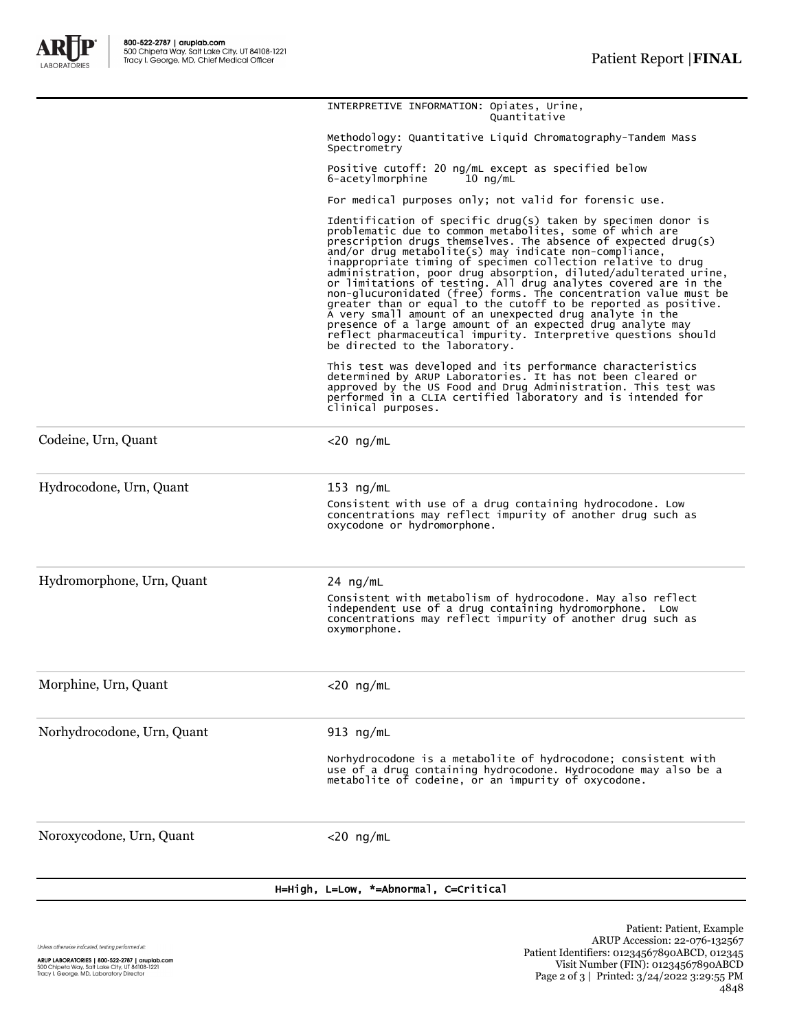INTERPRETIVE INFORMATION: Opiates, Urine, Quantitative

Methodology: Quantitative Liquid Chromatography-Tandem Mass Spectrometry

Positive cutoff: 20 ng/mL except as specified below
6-acetylmorphine 10 ng/mL

For medical purposes only; not valid for forensic use.

Identification of specific drug(s) taken by specimen donor is problematic due to common metabolites, some of which are prescription drugs themselves. The absence of expected drug(s) and/or drug metabolite(s) may indicate non-compliance, inappropriate timing of specimen collection relative to drug administration, poor drug absorption, diluted/adulterated urine, or limitations of testing. All drug analytes covered are in the non-glucuronidated (free) forms. The concentration value must be greater than or equal to the cutoff to be reported as positive. A very small amount of an unexpected drug analyte in the presence of a large amount of an expected drug analyte may reflect pharmaceutical impurity. Interpretive questions should be directed to the laboratory.

This test was developed and its performance characteristics determined by ARUP Laboratories. It has not been cleared or approved by the US Food and Drug Administration. This test was performed in a CLIA certified laboratory and is intended for clinical purposes.

| Test | Result |
|---|---|
| Codeine, Urn, Quant | <20 ng/mL |
| Hydrocodone, Urn, Quant | 153 ng/mL<br>Consistent with use of a drug containing hydrocodone. Low concentrations may reflect impurity of another drug such as oxycodone or hydromorphone. |
| Hydromorphone, Urn, Quant | 24 ng/mL<br>Consistent with metabolism of hydrocodone. May also reflect independent use of a drug containing hydromorphone. Low concentrations may reflect impurity of another drug such as oxymorphone. |
| Morphine, Urn, Quant | <20 ng/mL |
| Norhydrocodone, Urn, Quant | 913 ng/mL<br>Norhydrocodone is a metabolite of hydrocodone; consistent with use of a drug containing hydrocodone. Hydrocodone may also be a metabolite of codeine, or an impurity of oxycodone. |
| Noroxycodone, Urn, Quant | <20 ng/mL |

H=High, L=Low, *=Abnormal, C=Critical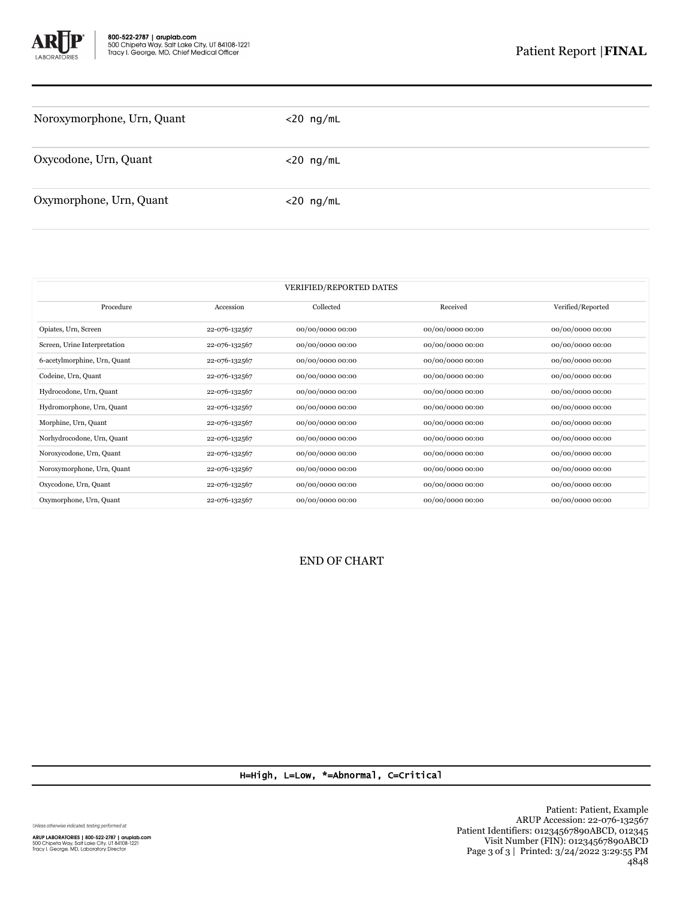| | |
|---|---|
| Noroxymorphone, Urn, Quant | <20 ng/mL |
| Oxycodone, Urn, Quant | <20 ng/mL |
| Oxymorphone, Urn, Quant | <20 ng/mL |

| VERIFIED/REPORTED DATES | | | | |
|---|---|---|---|---|
| Procedure | Accession | Collected | Received | Verified/Reported |
| Opiates, Urn, Screen | 22-076-132567 | 00/00/0000 00:00 | 00/00/0000 00:00 | 00/00/0000 00:00 |
| Screen, Urine Interpretation | 22-076-132567 | 00/00/0000 00:00 | 00/00/0000 00:00 | 00/00/0000 00:00 |
| 6-acetylmorphine, Urn, Quant | 22-076-132567 | 00/00/0000 00:00 | 00/00/0000 00:00 | 00/00/0000 00:00 |
| Codeine, Urn, Quant | 22-076-132567 | 00/00/0000 00:00 | 00/00/0000 00:00 | 00/00/0000 00:00 |
| Hydrocodone, Urn, Quant | 22-076-132567 | 00/00/0000 00:00 | 00/00/0000 00:00 | 00/00/0000 00:00 |
| Hydromorphone, Urn, Quant | 22-076-132567 | 00/00/0000 00:00 | 00/00/0000 00:00 | 00/00/0000 00:00 |
| Morphine, Urn, Quant | 22-076-132567 | 00/00/0000 00:00 | 00/00/0000 00:00 | 00/00/0000 00:00 |
| Norhydrocodone, Urn, Quant | 22-076-132567 | 00/00/0000 00:00 | 00/00/0000 00:00 | 00/00/0000 00:00 |
| Noroxycodone, Urn, Quant | 22-076-132567 | 00/00/0000 00:00 | 00/00/0000 00:00 | 00/00/0000 00:00 |
| Noroxymorphone, Urn, Quant | 22-076-132567 | 00/00/0000 00:00 | 00/00/0000 00:00 | 00/00/0000 00:00 |
| Oxycodone, Urn, Quant | 22-076-132567 | 00/00/0000 00:00 | 00/00/0000 00:00 | 00/00/0000 00:00 |
| Oxymorphone, Urn, Quant | 22-076-132567 | 00/00/0000 00:00 | 00/00/0000 00:00 | 00/00/0000 00:00 |

END OF CHART

H=High, L=Low, *=Abnormal, C=Critical

*Unless otherwise indicated, testing performed at:*

**ARUP LABORATORIES | 800-522-2787 | aruplab.com**
500 Chipeta Way, Salt Lake City, UT 84108-1221
Tracy I. George, MD, Laboratory Director

Patient: Patient, Example
ARUP Accession: 22-076-132567
Patient Identifiers: 01234567890ABCD, 012345
Visit Number (FIN): 01234567890ABCD
Printed: 3/24/2022 3:29:55 PM
4848